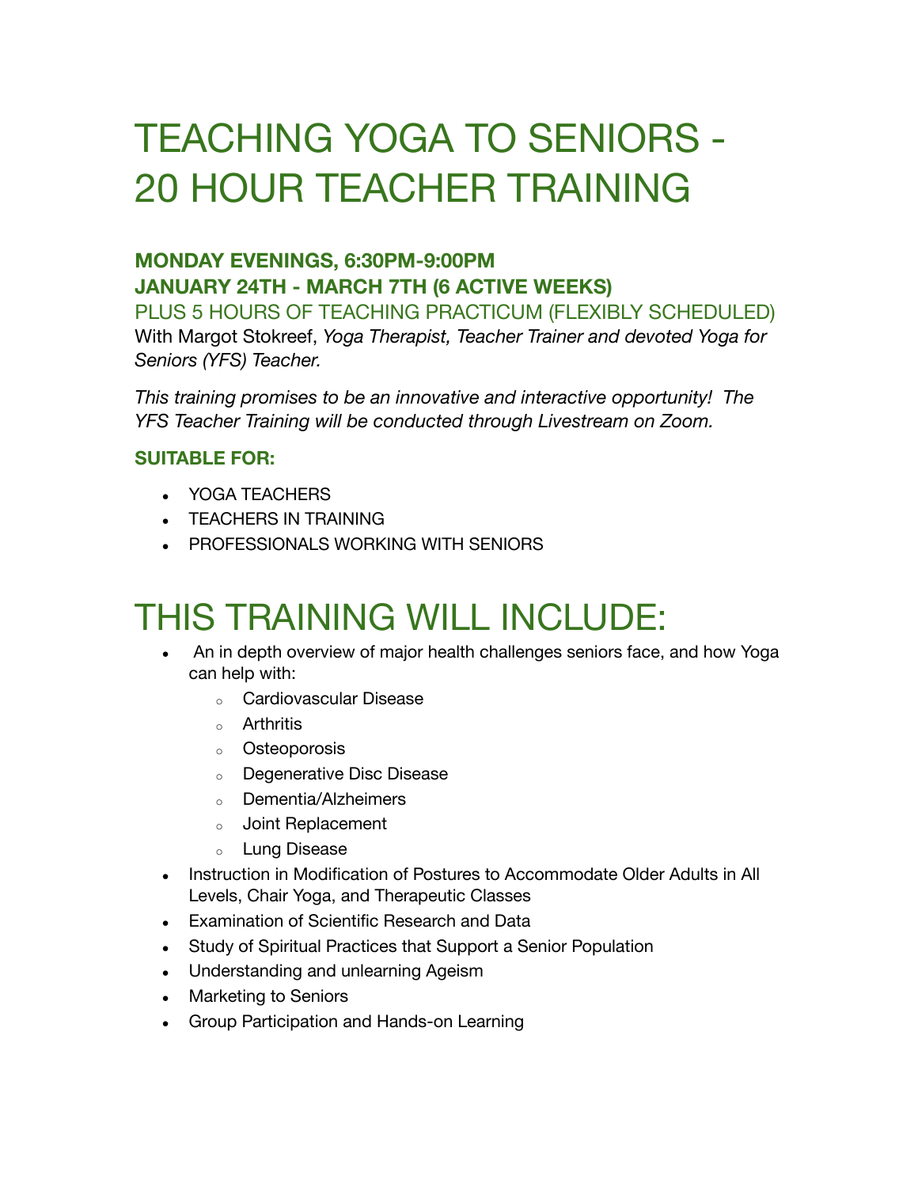# TEACHING YOGA TO SENIORS - 20 HOUR TEACHER TRAINING

### MONDAY EVENINGS, 6:30PM-9:00PM
### JANUARY 24TH - MARCH 7TH (6 ACTIVE WEEKS)

PLUS 5 HOURS OF TEACHING PRACTICUM (FLEXIBLY SCHEDULED)

With Margot Stokreef, *Yoga Therapist, Teacher Trainer and devoted Yoga for Seniors (YFS) Teacher.*

*This training promises to be an innovative and interactive opportunity! The YFS Teacher Training will be conducted through Livestream on Zoom.*

### SUITABLE FOR:

- YOGA TEACHERS
- TEACHERS IN TRAINING
- PROFESSIONALS WORKING WITH SENIORS

# THIS TRAINING WILL INCLUDE:

- An in depth overview of major health challenges seniors face, and how Yoga can help with:
    - Cardiovascular Disease
    - Arthritis
    - Osteoporosis
    - Degenerative Disc Disease
    - Dementia/Alzheimers
    - Joint Replacement
    - Lung Disease
- Instruction in Modification of Postures to Accommodate Older Adults in All Levels, Chair Yoga, and Therapeutic Classes
- Examination of Scientific Research and Data
- Study of Spiritual Practices that Support a Senior Population
- Understanding and unlearning Ageism
- Marketing to Seniors
- Group Participation and Hands-on Learning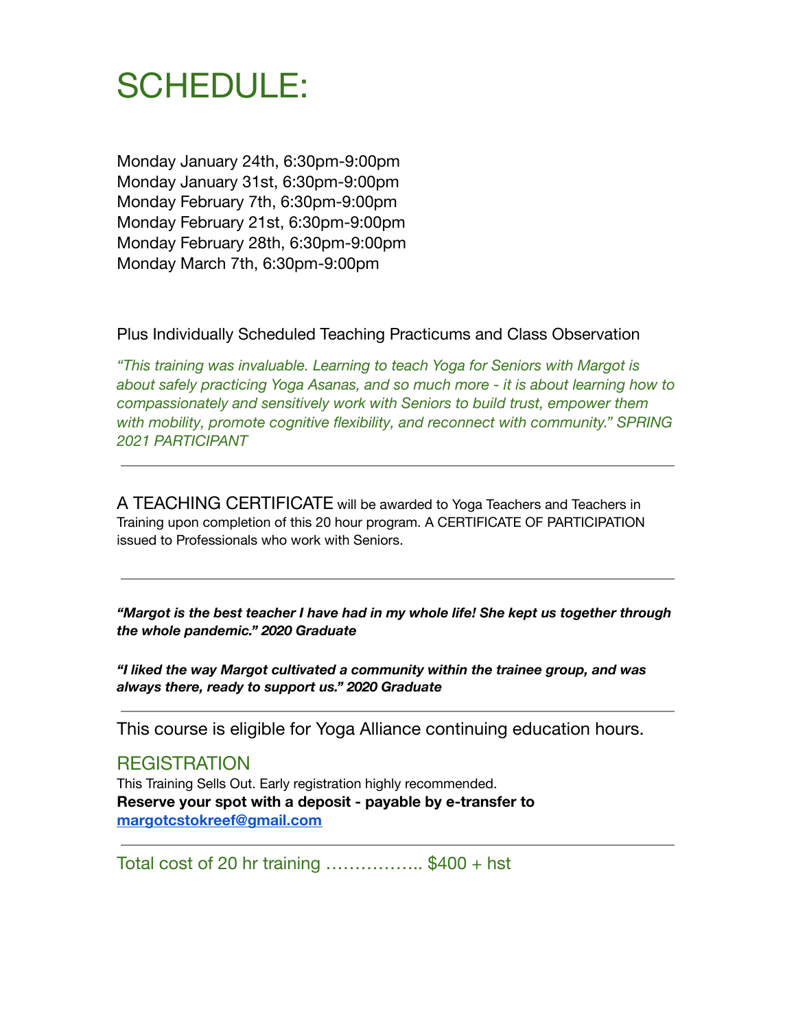# SCHEDULE:

Monday January 24th, 6:30pm-9:00pm
Monday January 31st, 6:30pm-9:00pm
Monday February 7th, 6:30pm-9:00pm
Monday February 21st, 6:30pm-9:00pm
Monday February 28th, 6:30pm-9:00pm
Monday March 7th, 6:30pm-9:00pm

Plus Individually Scheduled Teaching Practicums and Class Observation

*"This training was invaluable. Learning to teach Yoga for Seniors with Margot is about safely practicing Yoga Asanas, and so much more - it is about learning how to compassionately and sensitively work with Seniors to build trust, empower them with mobility, promote cognitive flexibility, and reconnect with community." SPRING 2021 PARTICIPANT*

---

A TEACHING CERTIFICATE will be awarded to Yoga Teachers and Teachers in Training upon completion of this 20 hour program. A CERTIFICATE OF PARTICIPATION issued to Professionals who work with Seniors.

---

***"Margot is the best teacher I have had in my whole life! She kept us together through the whole pandemic." 2020 Graduate***

***"I liked the way Margot cultivated a community within the trainee group, and was always there, ready to support us." 2020 Graduate***

---

This course is eligible for Yoga Alliance continuing education hours.

## REGISTRATION

This Training Sells Out. Early registration highly recommended.
**Reserve your spot with a deposit - payable by e-transfer to [margotcstokreef@gmail.com](mailto:margotcstokreef@gmail.com)**

---

Total cost of 20 hr training …………….. $400 + hst